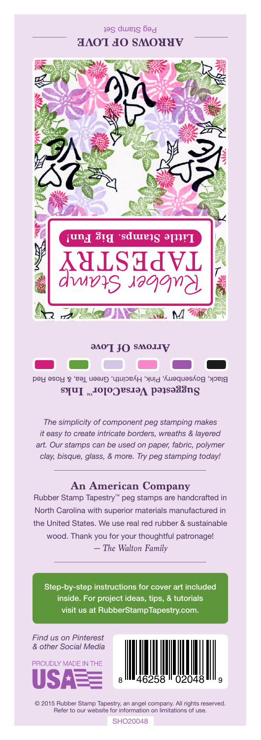Peg Stamp Set

**ARROWS OF LOVE**

Rubber Stamp TAPESTRY

Little Stamps. Big Fun!

**Arrows Of Love**

**Suggested VersaColor™ Inks**

Black, Boysenberry, Pink, Hyacinth, Green Tea, & Rose Red

*The simplicity of component peg stamping makes it easy to create intricate borders, wreaths & layered art. Our stamps can be used on paper, fabric, polymer clay, bisque, glass, & more. Try peg stamping today!*

## An American Company

Rubber Stamp Tapestry™ peg stamps are handcrafted in North Carolina with superior materials manufactured in the United States. We use real red rubber & sustainable wood. Thank you for your thoughtful patronage!

*— The Walton Family*

Step-by-step instructions for cover art included inside. For project ideas, tips, & tutorials visit us at RubberStampTapestry.com.

*Find us on Pinterest & other Social Media*

PROUDLY MADE IN THE USA

8 46258 02048 9

© 2015 Rubber Stamp Tapestry, an angel company. All rights reserved. Refer to our website for information on limitations of use.

SHO20048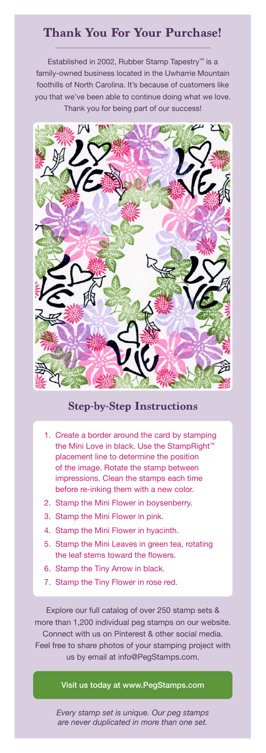## Thank You For Your Purchase!

Established in 2002, Rubber Stamp Tapestry™ is a family-owned business located in the Uwharrie Mountain foothills of North Carolina. It's because of customers like you that we've been able to continue doing what we love. Thank you for being part of our success!

## Step-by-Step Instructions

1. Create a border around the card by stamping the Mini Love in black. Use the StampRight™ placement line to determine the position of the image. Rotate the stamp between impressions. Clean the stamps each time before re-inking them with a new color.
2. Stamp the Mini Flower in boysenberry.
3. Stamp the Mini Flower in pink.
4. Stamp the Mini Flower in hyacinth.
5. Stamp the Mini Leaves in green tea, rotating the leaf stems toward the flowers.
6. Stamp the Tiny Arrow in black.
7. Stamp the Tiny Flower in rose red.

Explore our full catalog of over 250 stamp sets & more than 1,200 individual peg stamps on our website. Connect with us on Pinterest & other social media. Feel free to share photos of your stamping project with us by email at info@PegStamps.com.

**Visit us today at www.PegStamps.com**

*Every stamp set is unique. Our peg stamps are never duplicated in more than one set.*